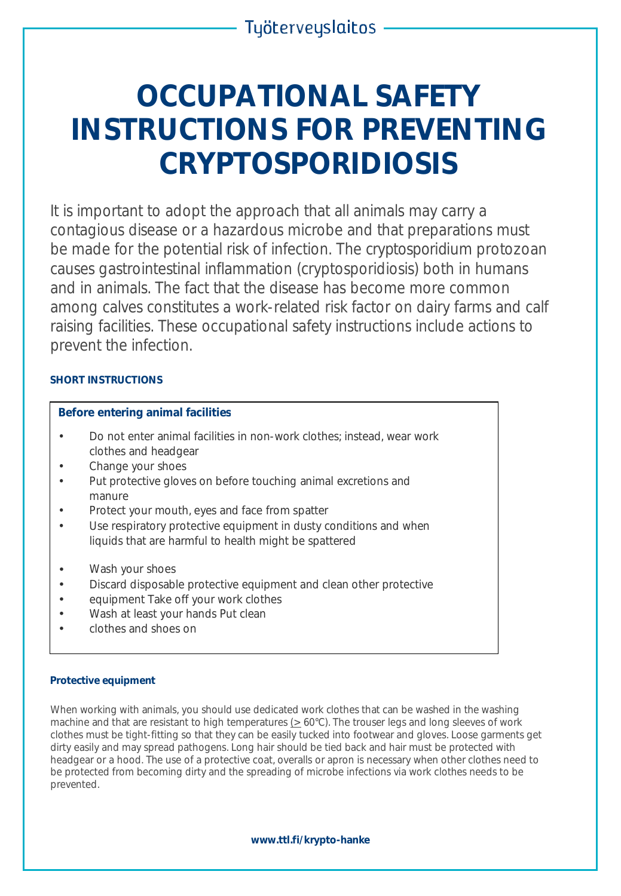# OCCUPATIONAL SAFETY INSTRUCTIONS FOR PREVENTING CRYPTOSPORIDIOSIS

It is important to adopt the approach that all animals may carry a contagious disease or a hazardous microbe and that preparations must be made for the potential risk of infection. The cryptosporidium protozoan causes gastrointestinal inflammation (cryptosporidiosis) both in humans and in animals. The fact that the disease has become more common among calves constitutes a work-related risk factor on dairy farms and calf raising facilities. These occupational safety instructions include actions to prevent the infection.

**SHORT INSTRUCTIONS**

**Before entering animal facilities**

- Do not enter animal facilities in non-work clothes; instead, wear work clothes and headgear
- Change your shoes
- Put protective gloves on before touching animal excretions and manure
- Protect your mouth, eyes and face from spatter
- Use respiratory protective equipment in dusty conditions and when liquids that are harmful to health might be spattered

- Wash your shoes
- Discard disposable protective equipment and clean other protective
- equipment Take off your work clothes
- Wash at least your hands Put clean
- clothes and shoes on

**Protective equipment**

When working with animals, you should use dedicated work clothes that can be washed in the washing machine and that are resistant to high temperatures (≥ 60°C). The trouser legs and long sleeves of work clothes must be tight-fitting so that they can be easily tucked into footwear and gloves. Loose garments get dirty easily and may spread pathogens. Long hair should be tied back and hair must be protected with headgear or a hood. The use of a protective coat, overalls or apron is necessary when other clothes need to be protected from becoming dirty and the spreading of microbe infections via work clothes needs to be prevented.

**www.ttl.fi/krypto-hanke**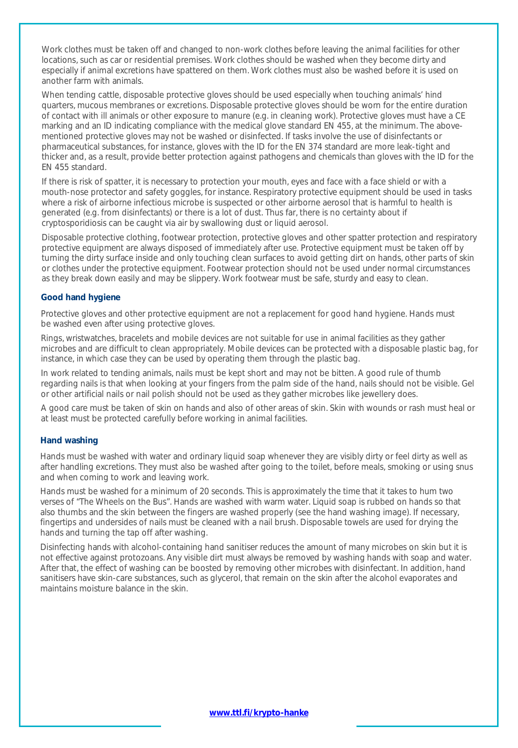Work clothes must be taken off and changed to non-work clothes before leaving the animal facilities for other locations, such as car or residential premises. Work clothes should be washed when they become dirty and especially if animal excretions have spattered on them. Work clothes must also be washed before it is used on another farm with animals.

When tending cattle, disposable protective gloves should be used especially when touching animals' hind quarters, mucous membranes or excretions. Disposable protective gloves should be worn for the entire duration of contact with ill animals or other exposure to manure (e.g. in cleaning work). Protective gloves must have a CE marking and an ID indicating compliance with the medical glove standard EN 455, at the minimum. The above-mentioned protective gloves may not be washed or disinfected. If tasks involve the use of disinfectants or pharmaceutical substances, for instance, gloves with the ID for the EN 374 standard are more leak-tight and thicker and, as a result, provide better protection against pathogens and chemicals than gloves with the ID for the EN 455 standard.

If there is risk of spatter, it is necessary to protection your mouth, eyes and face with a face shield or with a mouth-nose protector and safety goggles, for instance. Respiratory protective equipment should be used in tasks where a risk of airborne infectious microbe is suspected or other airborne aerosol that is harmful to health is generated (e.g. from disinfectants) or there is a lot of dust. Thus far, there is no certainty about if cryptosporidiosis can be caught via air by swallowing dust or liquid aerosol.

Disposable protective clothing, footwear protection, protective gloves and other spatter protection and respiratory protective equipment are always disposed of immediately after use. Protective equipment must be taken off by turning the dirty surface inside and only touching clean surfaces to avoid getting dirt on hands, other parts of skin or clothes under the protective equipment. Footwear protection should not be used under normal circumstances as they break down easily and may be slippery. Work footwear must be safe, sturdy and easy to clean.

## Good hand hygiene

Protective gloves and other protective equipment are not a replacement for good hand hygiene. Hands must be washed even after using protective gloves.

Rings, wristwatches, bracelets and mobile devices are not suitable for use in animal facilities as they gather microbes and are difficult to clean appropriately. Mobile devices can be protected with a disposable plastic bag, for instance, in which case they can be used by operating them through the plastic bag.

In work related to tending animals, nails must be kept short and may not be bitten. A good rule of thumb regarding nails is that when looking at your fingers from the palm side of the hand, nails should not be visible. Gel or other artificial nails or nail polish should not be used as they gather microbes like jewellery does.

A good care must be taken of skin on hands and also of other areas of skin. Skin with wounds or rash must heal or at least must be protected carefully before working in animal facilities.

## Hand washing

Hands must be washed with water and ordinary liquid soap whenever they are visibly dirty or feel dirty as well as after handling excretions. They must also be washed after going to the toilet, before meals, smoking or using snus and when coming to work and leaving work.

Hands must be washed for a minimum of 20 seconds. This is approximately the time that it takes to hum two verses of "The Wheels on the Bus". Hands are washed with warm water. Liquid soap is rubbed on hands so that also thumbs and the skin between the fingers are washed properly (see the hand washing image). If necessary, fingertips and undersides of nails must be cleaned with a nail brush. Disposable towels are used for drying the hands and turning the tap off after washing.

Disinfecting hands with alcohol-containing hand sanitiser reduces the amount of many microbes on skin but it is not effective against protozoans. Any visible dirt must always be removed by washing hands with soap and water. After that, the effect of washing can be boosted by removing other microbes with disinfectant. In addition, hand sanitisers have skin-care substances, such as glycerol, that remain on the skin after the alcohol evaporates and maintains moisture balance in the skin.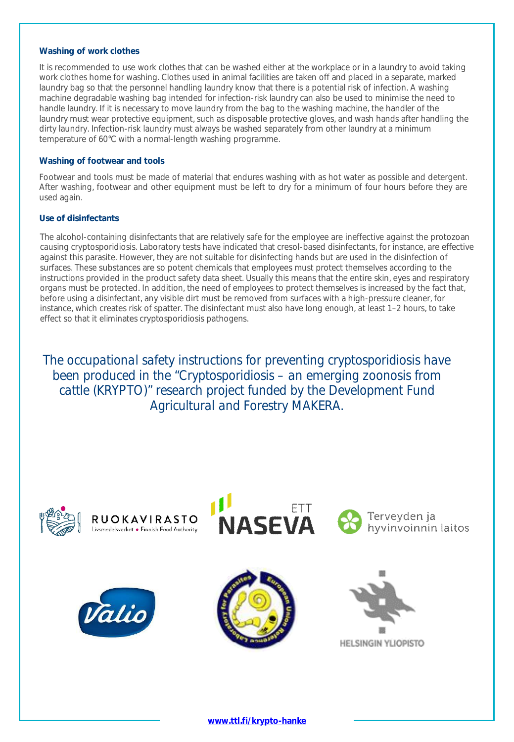### Washing of work clothes

It is recommended to use work clothes that can be washed either at the workplace or in a laundry to avoid taking work clothes home for washing. Clothes used in animal facilities are taken off and placed in a separate, marked laundry bag so that the personnel handling laundry know that there is a potential risk of infection. A washing machine degradable washing bag intended for infection-risk laundry can also be used to minimise the need to handle laundry. If it is necessary to move laundry from the bag to the washing machine, the handler of the laundry must wear protective equipment, such as disposable protective gloves, and wash hands after handling the dirty laundry. Infection-risk laundry must always be washed separately from other laundry at a minimum temperature of 60℃ with a normal-length washing programme.

### Washing of footwear and tools

Footwear and tools must be made of material that endures washing with as hot water as possible and detergent. After washing, footwear and other equipment must be left to dry for a minimum of four hours before they are used again.

### Use of disinfectants

The alcohol-containing disinfectants that are relatively safe for the employee are ineffective against the protozoan causing cryptosporidiosis. Laboratory tests have indicated that cresol-based disinfectants, for instance, are effective against this parasite. However, they are not suitable for disinfecting hands but are used in the disinfection of surfaces. These substances are so potent chemicals that employees must protect themselves according to the instructions provided in the product safety data sheet. Usually this means that the entire skin, eyes and respiratory organs must be protected. In addition, the need of employees to protect themselves is increased by the fact that, before using a disinfectant, any visible dirt must be removed from surfaces with a high-pressure cleaner, for instance, which creates risk of spatter. The disinfectant must also have long enough, at least 1–2 hours, to take effect so that it eliminates cryptosporidiosis pathogens.

The occupational safety instructions for preventing cryptosporidiosis have been produced in the "Cryptosporidiosis – an emerging zoonosis from cattle (KRYPTO)" research project funded by the Development Fund Agricultural and Forestry MAKERA.

RUOKAVIRASTO Livsmedelsverket • Finnish Food Authority

ETT NASEVA

Terveyden ja hyvinvoinnin laitos

Valio

European Union Reference Laboratory for Parasites

HELSINGIN YLIOPISTO

www.ttl.fi/krypto-hanke